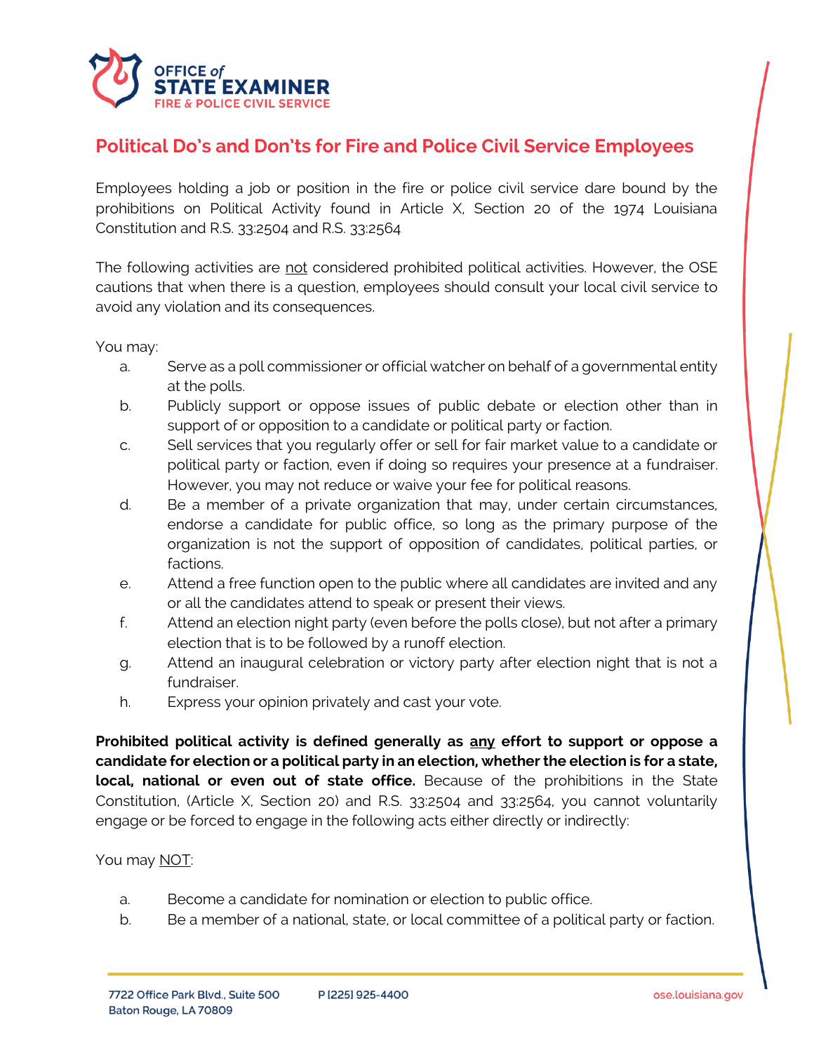OFFICE of
STATE EXAMINER
FIRE & POLICE CIVIL SERVICE

# Political Do's and Don'ts for Fire and Police Civil Service Employees

Employees holding a job or position in the fire or police civil service dare bound by the prohibitions on Political Activity found in Article X, Section 20 of the 1974 Louisiana Constitution and R.S. 33:2504 and R.S. 33:2564

The following activities are not considered prohibited political activities. However, the OSE cautions that when there is a question, employees should consult your local civil service to avoid any violation and its consequences.

You may:

a. Serve as a poll commissioner or official watcher on behalf of a governmental entity at the polls.
b. Publicly support or oppose issues of public debate or election other than in support of or opposition to a candidate or political party or faction.
c. Sell services that you regularly offer or sell for fair market value to a candidate or political party or faction, even if doing so requires your presence at a fundraiser. However, you may not reduce or waive your fee for political reasons.
d. Be a member of a private organization that may, under certain circumstances, endorse a candidate for public office, so long as the primary purpose of the organization is not the support of opposition of candidates, political parties, or factions.
e. Attend a free function open to the public where all candidates are invited and any or all the candidates attend to speak or present their views.
f. Attend an election night party (even before the polls close), but not after a primary election that is to be followed by a runoff election.
g. Attend an inaugural celebration or victory party after election night that is not a fundraiser.
h. Express your opinion privately and cast your vote.

**Prohibited political activity is defined generally as any effort to support or oppose a candidate for election or a political party in an election, whether the election is for a state, local, national or even out of state office.** Because of the prohibitions in the State Constitution, (Article X, Section 20) and R.S. 33:2504 and 33:2564, you cannot voluntarily engage or be forced to engage in the following acts either directly or indirectly:

You may NOT:

a. Become a candidate for nomination or election to public office.
b. Be a member of a national, state, or local committee of a political party or faction.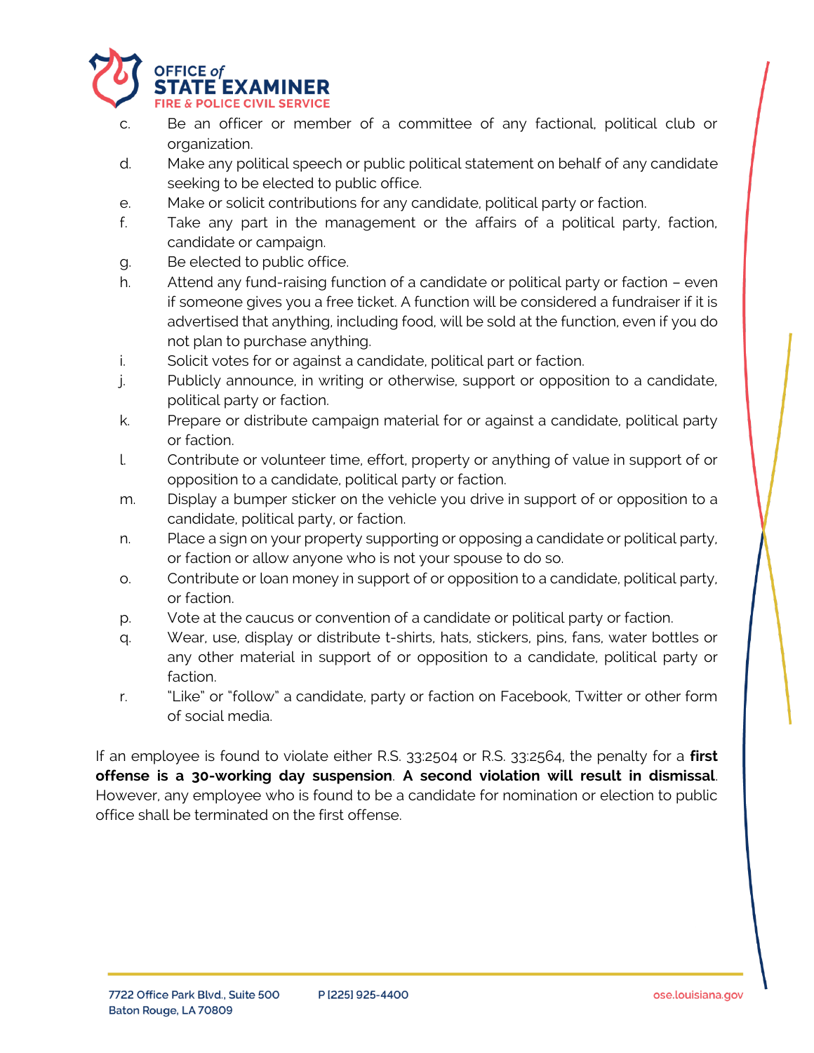c. Be an officer or member of a committee of any factional, political club or organization.
d. Make any political speech or public political statement on behalf of any candidate seeking to be elected to public office.
e. Make or solicit contributions for any candidate, political party or faction.
f. Take any part in the management or the affairs of a political party, faction, candidate or campaign.
g. Be elected to public office.
h. Attend any fund-raising function of a candidate or political party or faction – even if someone gives you a free ticket. A function will be considered a fundraiser if it is advertised that anything, including food, will be sold at the function, even if you do not plan to purchase anything.
i. Solicit votes for or against a candidate, political part or faction.
j. Publicly announce, in writing or otherwise, support or opposition to a candidate, political party or faction.
k. Prepare or distribute campaign material for or against a candidate, political party or faction.
l. Contribute or volunteer time, effort, property or anything of value in support of or opposition to a candidate, political party or faction.
m. Display a bumper sticker on the vehicle you drive in support of or opposition to a candidate, political party, or faction.
n. Place a sign on your property supporting or opposing a candidate or political party, or faction or allow anyone who is not your spouse to do so.
o. Contribute or loan money in support of or opposition to a candidate, political party, or faction.
p. Vote at the caucus or convention of a candidate or political party or faction.
q. Wear, use, display or distribute t-shirts, hats, stickers, pins, fans, water bottles or any other material in support of or opposition to a candidate, political party or faction.
r. "Like" or "follow" a candidate, party or faction on Facebook, Twitter or other form of social media.

If an employee is found to violate either R.S. 33:2504 or R.S. 33:2564, the penalty for a **first offense is a 30-working day suspension**. **A second violation will result in dismissal**. However, any employee who is found to be a candidate for nomination or election to public office shall be terminated on the first offense.